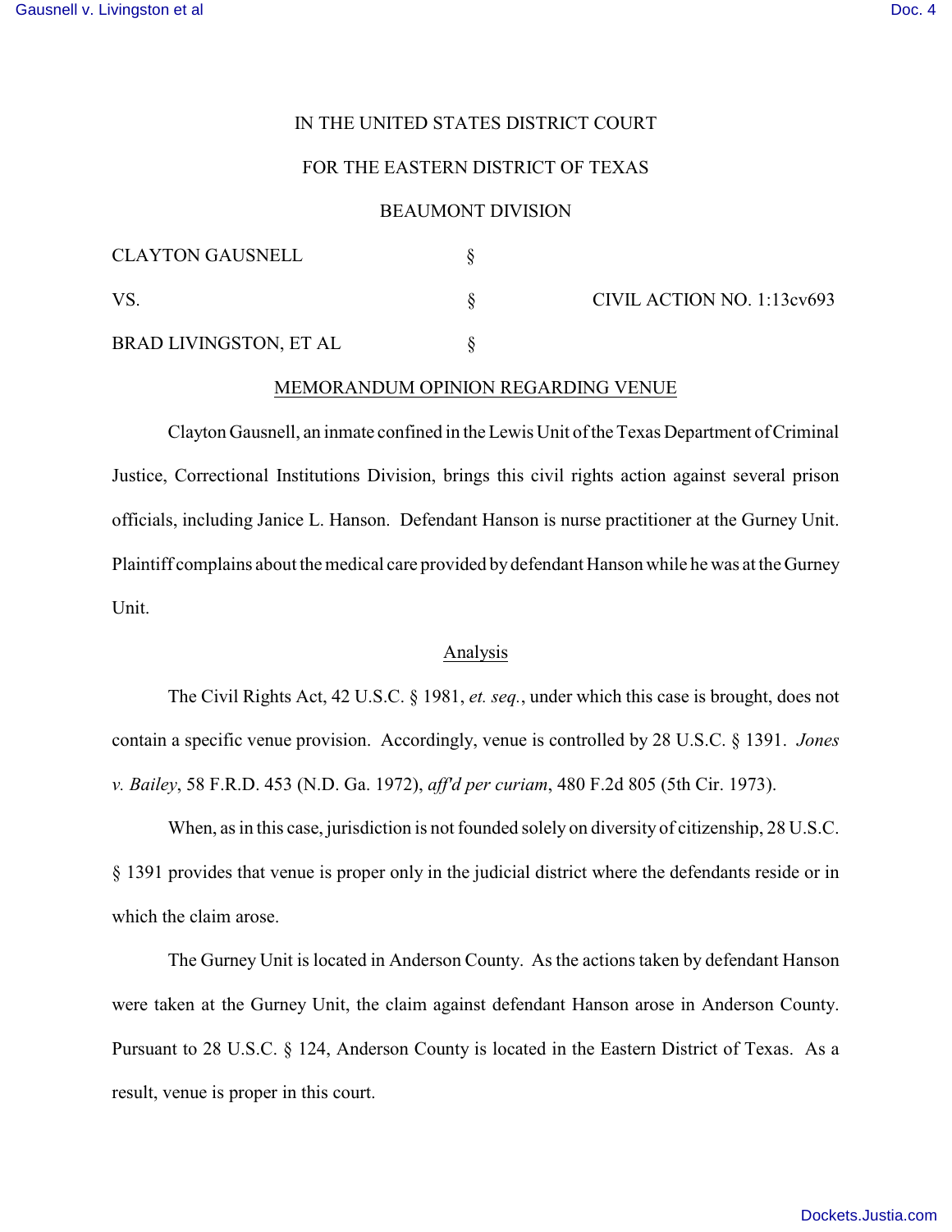IN THE UNITED STATES DISTRICT COURT

FOR THE EASTERN DISTRICT OF TEXAS

BEAUMONT DIVISION

| | | |
|---|---|---|
| CLAYTON GAUSNELL | § | |
| VS. | § | CIVIL ACTION NO. 1:13cv693 |
| BRAD LIVINGSTON, ET AL | § | |

## MEMORANDUM OPINION REGARDING VENUE

Clayton Gausnell, an inmate confined in the Lewis Unit of the Texas Department of Criminal Justice, Correctional Institutions Division, brings this civil rights action against several prison officials, including Janice L. Hanson. Defendant Hanson is nurse practitioner at the Gurney Unit. Plaintiff complains about the medical care provided by defendant Hanson while he was at the Gurney Unit.

### Analysis

The Civil Rights Act, 42 U.S.C. § 1981, *et. seq.*, under which this case is brought, does not contain a specific venue provision. Accordingly, venue is controlled by 28 U.S.C. § 1391. *Jones v. Bailey*, 58 F.R.D. 453 (N.D. Ga. 1972), *aff'd per curiam*, 480 F.2d 805 (5th Cir. 1973).

When, as in this case, jurisdiction is not founded solely on diversity of citizenship, 28 U.S.C. § 1391 provides that venue is proper only in the judicial district where the defendants reside or in which the claim arose.

The Gurney Unit is located in Anderson County. As the actions taken by defendant Hanson were taken at the Gurney Unit, the claim against defendant Hanson arose in Anderson County. Pursuant to 28 U.S.C. § 124, Anderson County is located in the Eastern District of Texas. As a result, venue is proper in this court.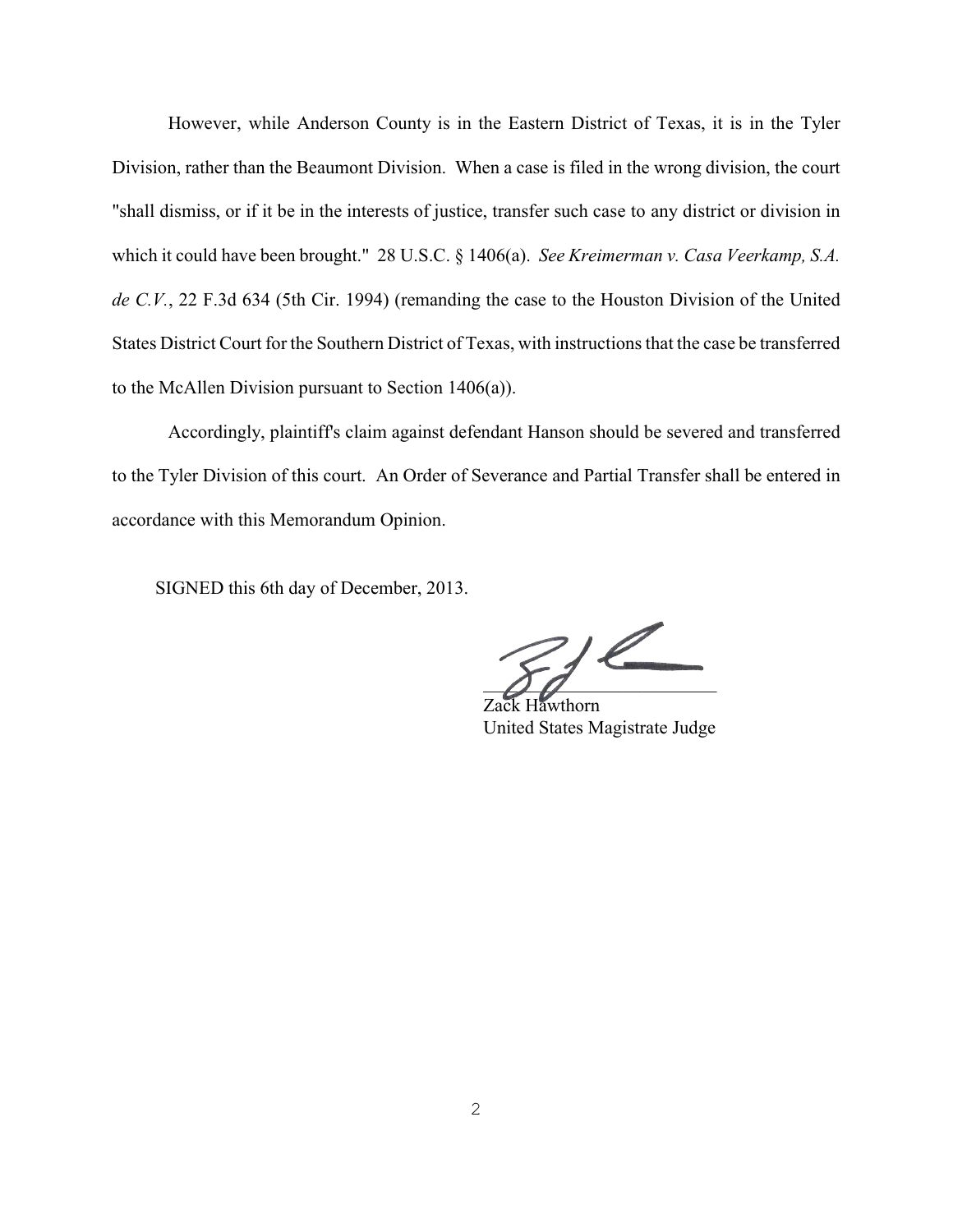However, while Anderson County is in the Eastern District of Texas, it is in the Tyler Division, rather than the Beaumont Division. When a case is filed in the wrong division, the court "shall dismiss, or if it be in the interests of justice, transfer such case to any district or division in which it could have been brought." 28 U.S.C. § 1406(a). *See Kreimerman v. Casa Veerkamp, S.A. de C.V.*, 22 F.3d 634 (5th Cir. 1994) (remanding the case to the Houston Division of the United States District Court for the Southern District of Texas, with instructions that the case be transferred to the McAllen Division pursuant to Section 1406(a)).

Accordingly, plaintiff's claim against defendant Hanson should be severed and transferred to the Tyler Division of this court. An Order of Severance and Partial Transfer shall be entered in accordance with this Memorandum Opinion.

SIGNED this 6th day of December, 2013.

Zack Hawthorn
United States Magistrate Judge